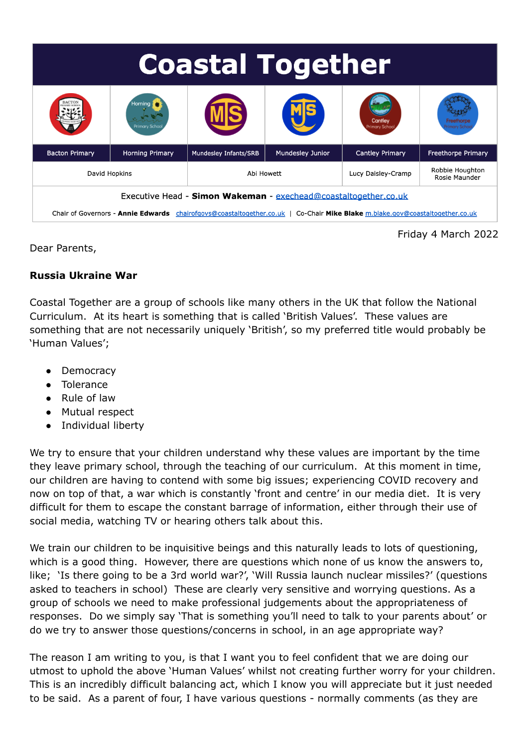# Coastal Together

| Bacton Primary | Horning Primary | Mundesley Infants/SRB | Mundesley Junior | Cantley Primary | Freethorpe Primary |
|---|---|---|---|---|---|
| David Hopkins | | Abi Howett | | Lucy Daisley-Cramp | Robbie Houghton Rosie Maunder |

Executive Head - **Simon Wakeman** - exechead@coastaltogether.co.uk

Chair of Governors - **Annie Edwards** chairofgovs@coastaltogether.co.uk | Co-Chair **Mike Blake** m.blake.gov@coastaltogether.co.uk

Friday 4 March 2022

Dear Parents,

**Russia Ukraine War**

Coastal Together are a group of schools like many others in the UK that follow the National Curriculum. At its heart is something that is called 'British Values'. These values are something that are not necessarily uniquely 'British', so my preferred title would probably be 'Human Values';

- Democracy
- Tolerance
- Rule of law
- Mutual respect
- Individual liberty

We try to ensure that your children understand why these values are important by the time they leave primary school, through the teaching of our curriculum. At this moment in time, our children are having to contend with some big issues; experiencing COVID recovery and now on top of that, a war which is constantly 'front and centre' in our media diet. It is very difficult for them to escape the constant barrage of information, either through their use of social media, watching TV or hearing others talk about this.

We train our children to be inquisitive beings and this naturally leads to lots of questioning, which is a good thing. However, there are questions which none of us know the answers to, like; 'Is there going to be a 3rd world war?', 'Will Russia launch nuclear missiles?' (questions asked to teachers in school) These are clearly very sensitive and worrying questions. As a group of schools we need to make professional judgements about the appropriateness of responses. Do we simply say 'That is something you'll need to talk to your parents about' or do we try to answer those questions/concerns in school, in an age appropriate way?

The reason I am writing to you, is that I want you to feel confident that we are doing our utmost to uphold the above 'Human Values' whilst not creating further worry for your children. This is an incredibly difficult balancing act, which I know you will appreciate but it just needed to be said. As a parent of four, I have various questions - normally comments (as they are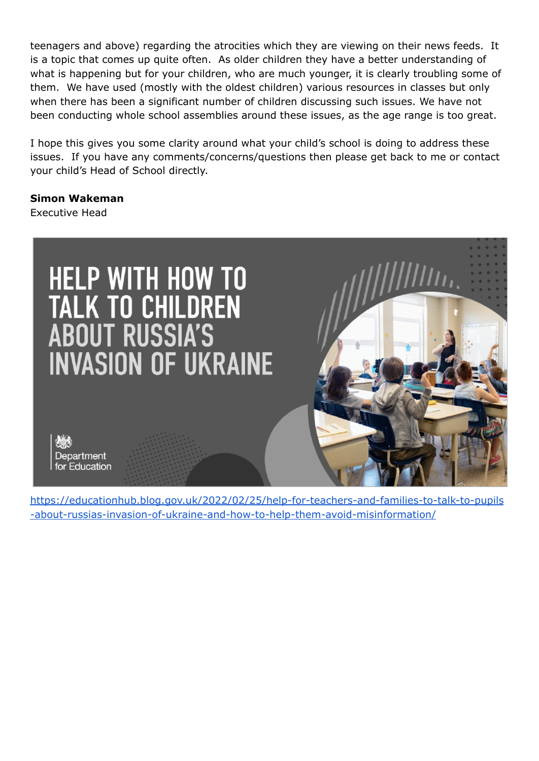teenagers and above) regarding the atrocities which they are viewing on their news feeds. It is a topic that comes up quite often. As older children they have a better understanding of what is happening but for your children, who are much younger, it is clearly troubling some of them. We have used (mostly with the oldest children) various resources in classes but only when there has been a significant number of children discussing such issues. We have not been conducting whole school assemblies around these issues, as the age range is too great.

I hope this gives you some clarity around what your child's school is doing to address these issues. If you have any comments/concerns/questions then please get back to me or contact your child's Head of School directly.

**Simon Wakeman**
Executive Head

HELP WITH HOW TO TALK TO CHILDREN ABOUT RUSSIA'S INVASION OF UKRAINE

Department for Education

https://educationhub.blog.gov.uk/2022/02/25/help-for-teachers-and-families-to-talk-to-pupils-about-russias-invasion-of-ukraine-and-how-to-help-them-avoid-misinformation/